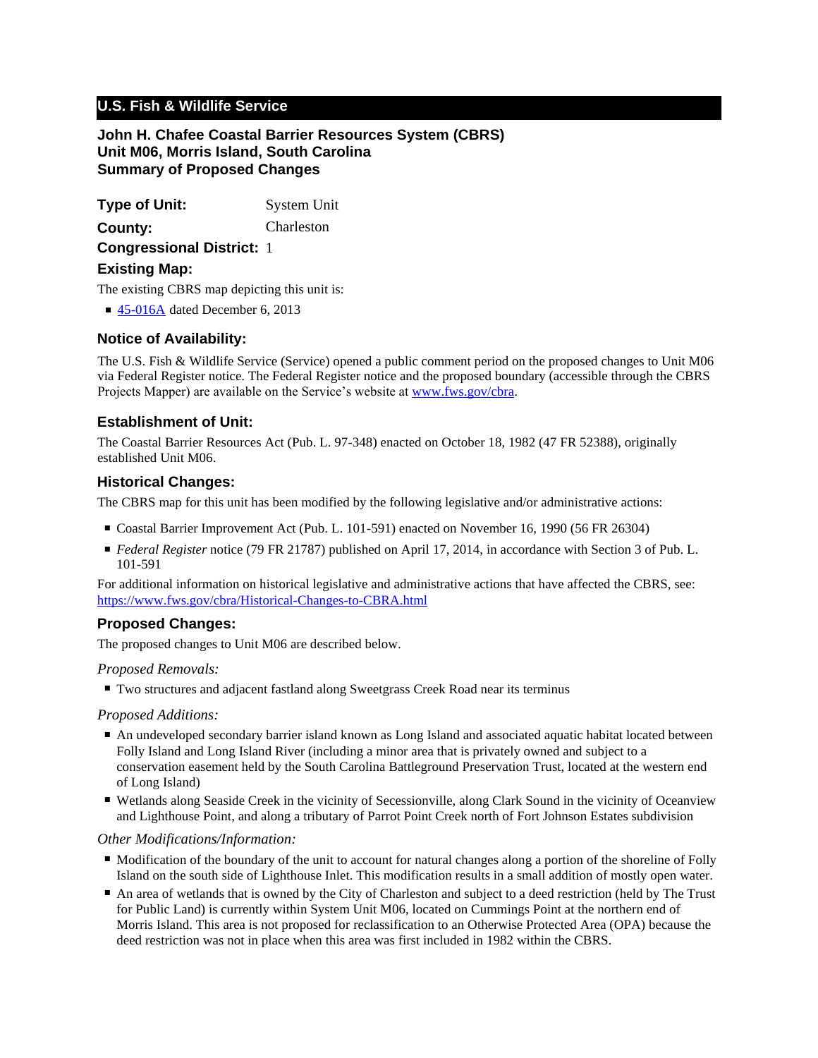## U.S. Fish & Wildlife Service

### John H. Chafee Coastal Barrier Resources System (CBRS)
### Unit M06, Morris Island, South Carolina
### Summary of Proposed Changes

**Type of Unit:** System Unit

**County:** Charleston

**Congressional District:** 1

### Existing Map:

The existing CBRS map depicting this unit is:

- 45-016A dated December 6, 2013

### Notice of Availability:

The U.S. Fish & Wildlife Service (Service) opened a public comment period on the proposed changes to Unit M06 via Federal Register notice. The Federal Register notice and the proposed boundary (accessible through the CBRS Projects Mapper) are available on the Service's website at www.fws.gov/cbra.

### Establishment of Unit:

The Coastal Barrier Resources Act (Pub. L. 97-348) enacted on October 18, 1982 (47 FR 52388), originally established Unit M06.

### Historical Changes:

The CBRS map for this unit has been modified by the following legislative and/or administrative actions:

- Coastal Barrier Improvement Act (Pub. L. 101-591) enacted on November 16, 1990 (56 FR 26304)
- *Federal Register* notice (79 FR 21787) published on April 17, 2014, in accordance with Section 3 of Pub. L. 101-591

For additional information on historical legislative and administrative actions that have affected the CBRS, see: https://www.fws.gov/cbra/Historical-Changes-to-CBRA.html

### Proposed Changes:

The proposed changes to Unit M06 are described below.

*Proposed Removals:*

- Two structures and adjacent fastland along Sweetgrass Creek Road near its terminus

*Proposed Additions:*

- An undeveloped secondary barrier island known as Long Island and associated aquatic habitat located between Folly Island and Long Island River (including a minor area that is privately owned and subject to a conservation easement held by the South Carolina Battleground Preservation Trust, located at the western end of Long Island)
- Wetlands along Seaside Creek in the vicinity of Secessionville, along Clark Sound in the vicinity of Oceanview and Lighthouse Point, and along a tributary of Parrot Point Creek north of Fort Johnson Estates subdivision

*Other Modifications/Information:*

- Modification of the boundary of the unit to account for natural changes along a portion of the shoreline of Folly Island on the south side of Lighthouse Inlet. This modification results in a small addition of mostly open water.
- An area of wetlands that is owned by the City of Charleston and subject to a deed restriction (held by The Trust for Public Land) is currently within System Unit M06, located on Cummings Point at the northern end of Morris Island. This area is not proposed for reclassification to an Otherwise Protected Area (OPA) because the deed restriction was not in place when this area was first included in 1982 within the CBRS.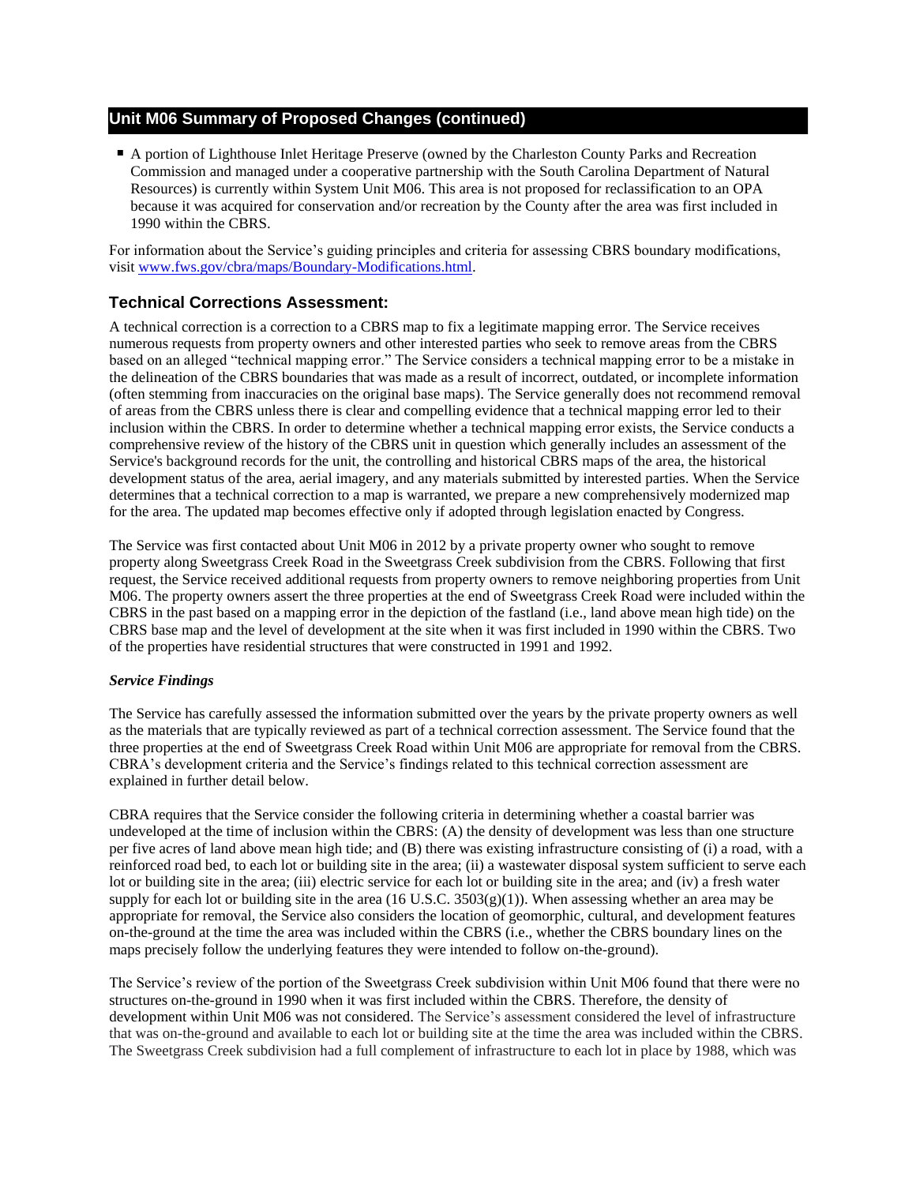## Unit M06 Summary of Proposed Changes (continued)

- A portion of Lighthouse Inlet Heritage Preserve (owned by the Charleston County Parks and Recreation Commission and managed under a cooperative partnership with the South Carolina Department of Natural Resources) is currently within System Unit M06. This area is not proposed for reclassification to an OPA because it was acquired for conservation and/or recreation by the County after the area was first included in 1990 within the CBRS.

For information about the Service's guiding principles and criteria for assessing CBRS boundary modifications, visit www.fws.gov/cbra/maps/Boundary-Modifications.html.

### Technical Corrections Assessment:

A technical correction is a correction to a CBRS map to fix a legitimate mapping error. The Service receives numerous requests from property owners and other interested parties who seek to remove areas from the CBRS based on an alleged "technical mapping error." The Service considers a technical mapping error to be a mistake in the delineation of the CBRS boundaries that was made as a result of incorrect, outdated, or incomplete information (often stemming from inaccuracies on the original base maps). The Service generally does not recommend removal of areas from the CBRS unless there is clear and compelling evidence that a technical mapping error led to their inclusion within the CBRS. In order to determine whether a technical mapping error exists, the Service conducts a comprehensive review of the history of the CBRS unit in question which generally includes an assessment of the Service's background records for the unit, the controlling and historical CBRS maps of the area, the historical development status of the area, aerial imagery, and any materials submitted by interested parties. When the Service determines that a technical correction to a map is warranted, we prepare a new comprehensively modernized map for the area. The updated map becomes effective only if adopted through legislation enacted by Congress.

The Service was first contacted about Unit M06 in 2012 by a private property owner who sought to remove property along Sweetgrass Creek Road in the Sweetgrass Creek subdivision from the CBRS. Following that first request, the Service received additional requests from property owners to remove neighboring properties from Unit M06. The property owners assert the three properties at the end of Sweetgrass Creek Road were included within the CBRS in the past based on a mapping error in the depiction of the fastland (i.e., land above mean high tide) on the CBRS base map and the level of development at the site when it was first included in 1990 within the CBRS. Two of the properties have residential structures that were constructed in 1991 and 1992.

***Service Findings***

The Service has carefully assessed the information submitted over the years by the private property owners as well as the materials that are typically reviewed as part of a technical correction assessment. The Service found that the three properties at the end of Sweetgrass Creek Road within Unit M06 are appropriate for removal from the CBRS. CBRA's development criteria and the Service's findings related to this technical correction assessment are explained in further detail below.

CBRA requires that the Service consider the following criteria in determining whether a coastal barrier was undeveloped at the time of inclusion within the CBRS: (A) the density of development was less than one structure per five acres of land above mean high tide; and (B) there was existing infrastructure consisting of (i) a road, with a reinforced road bed, to each lot or building site in the area; (ii) a wastewater disposal system sufficient to serve each lot or building site in the area; (iii) electric service for each lot or building site in the area; and (iv) a fresh water supply for each lot or building site in the area (16 U.S.C. 3503(g)(1)). When assessing whether an area may be appropriate for removal, the Service also considers the location of geomorphic, cultural, and development features on-the-ground at the time the area was included within the CBRS (i.e., whether the CBRS boundary lines on the maps precisely follow the underlying features they were intended to follow on-the-ground).

The Service's review of the portion of the Sweetgrass Creek subdivision within Unit M06 found that there were no structures on-the-ground in 1990 when it was first included within the CBRS. Therefore, the density of development within Unit M06 was not considered. The Service's assessment considered the level of infrastructure that was on-the-ground and available to each lot or building site at the time the area was included within the CBRS. The Sweetgrass Creek subdivision had a full complement of infrastructure to each lot in place by 1988, which was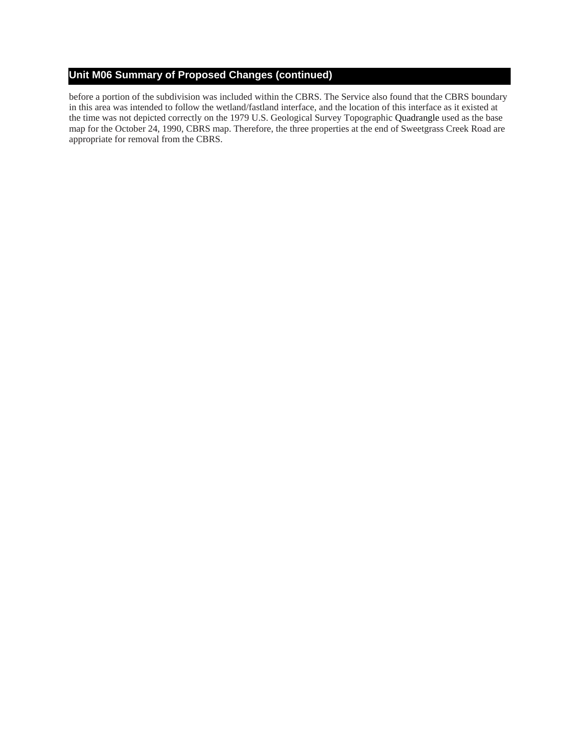## Unit M06 Summary of Proposed Changes (continued)

before a portion of the subdivision was included within the CBRS. The Service also found that the CBRS boundary in this area was intended to follow the wetland/fastland interface, and the location of this interface as it existed at the time was not depicted correctly on the 1979 U.S. Geological Survey Topographic Quadrangle used as the base map for the October 24, 1990, CBRS map. Therefore, the three properties at the end of Sweetgrass Creek Road are appropriate for removal from the CBRS.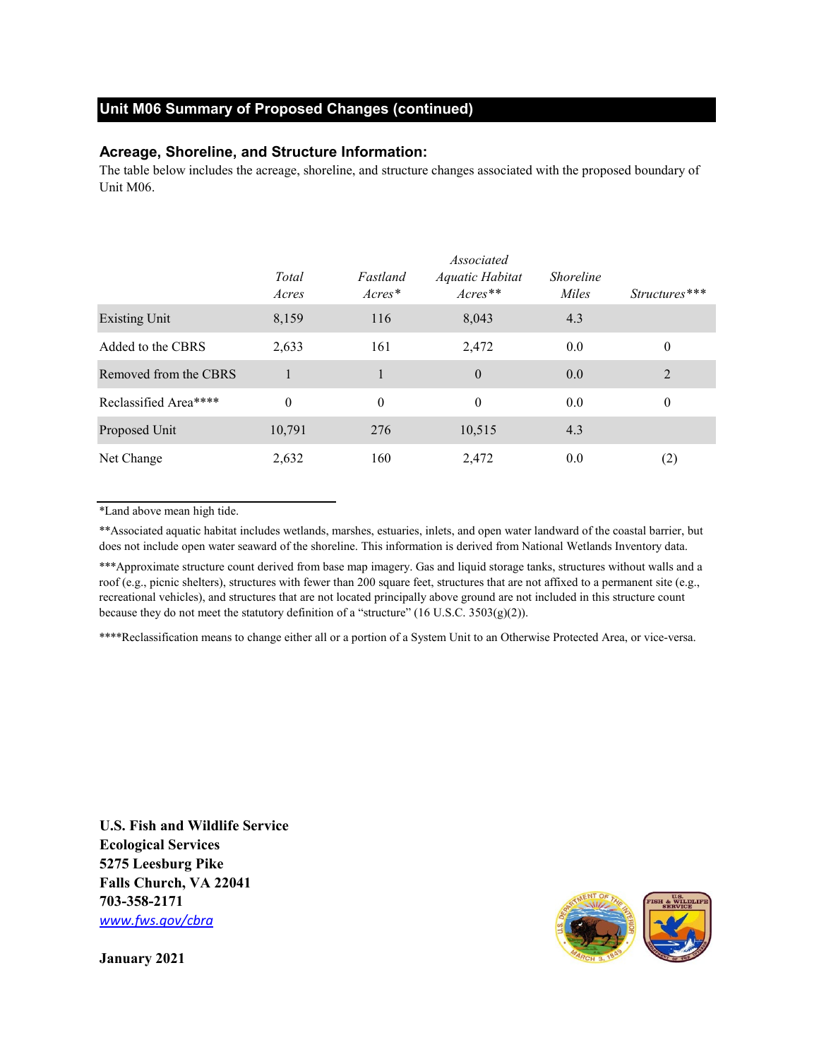## Unit M06 Summary of Proposed Changes (continued)

### Acreage, Shoreline, and Structure Information:

The table below includes the acreage, shoreline, and structure changes associated with the proposed boundary of Unit M06.

| | *Total Acres* | *Fastland Acres** | *Associated Aquatic Habitat Acres*** | *Shoreline Miles* | *Structures**** |
|---|---|---|---|---|---|
| Existing Unit | 8,159 | 116 | 8,043 | 4.3 | |
| Added to the CBRS | 2,633 | 161 | 2,472 | 0.0 | 0 |
| Removed from the CBRS | 1 | 1 | 0 | 0.0 | 2 |
| Reclassified Area**** | 0 | 0 | 0 | 0.0 | 0 |
| Proposed Unit | 10,791 | 276 | 10,515 | 4.3 | |
| Net Change | 2,632 | 160 | 2,472 | 0.0 | (2) |

*Land above mean high tide.

**Associated aquatic habitat includes wetlands, marshes, estuaries, inlets, and open water landward of the coastal barrier, but does not include open water seaward of the shoreline. This information is derived from National Wetlands Inventory data.

***Approximate structure count derived from base map imagery. Gas and liquid storage tanks, structures without walls and a roof (e.g., picnic shelters), structures with fewer than 200 square feet, structures that are not affixed to a permanent site (e.g., recreational vehicles), and structures that are not located principally above ground are not included in this structure count because they do not meet the statutory definition of a "structure" (16 U.S.C. 3503(g)(2)).

****Reclassification means to change either all or a portion of a System Unit to an Otherwise Protected Area, or vice-versa.

**U.S. Fish and Wildlife Service**
**Ecological Services**
**5275 Leesburg Pike**
**Falls Church, VA 22041**
**703-358-2171**
[www.fws.gov/cbra](www.fws.gov/cbra)

**January 2021**